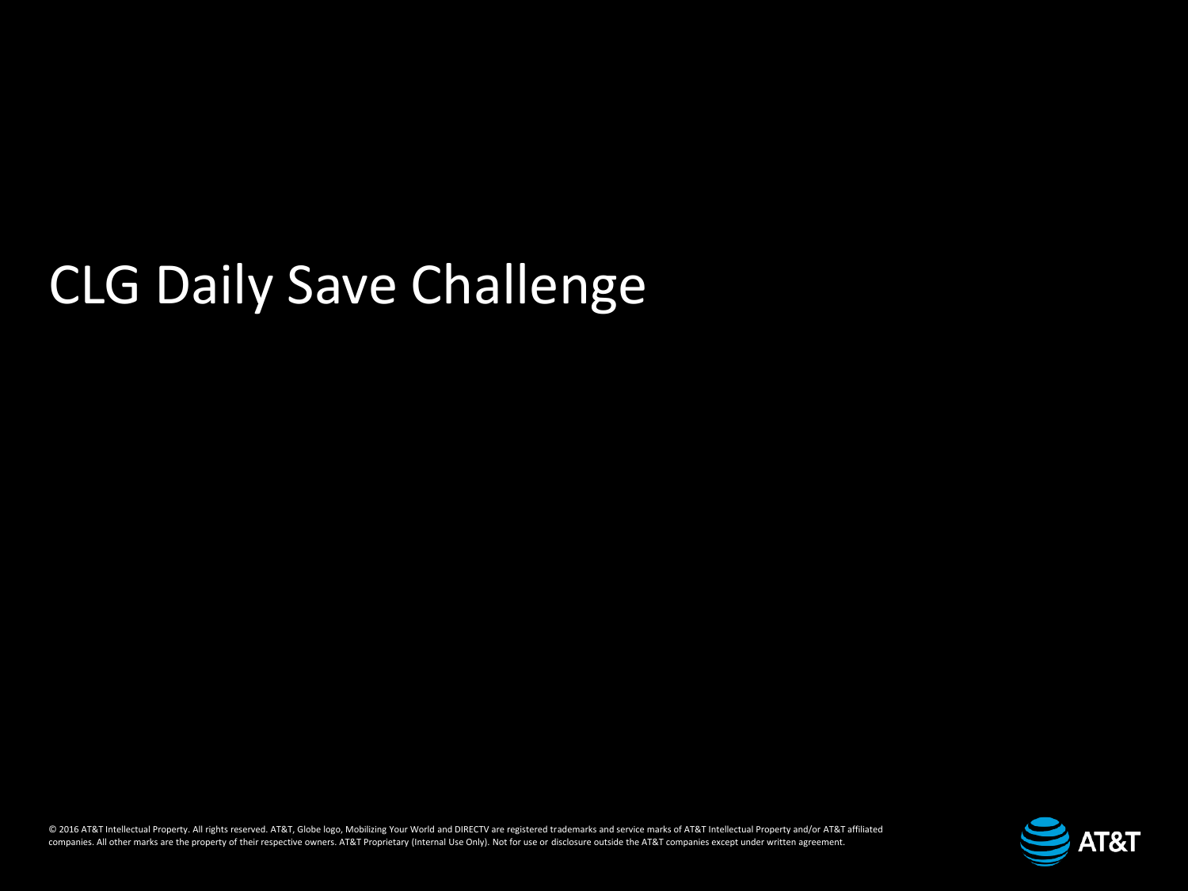# CLG Daily Save Challenge

© 2016 AT&T Intellectual Property. All rights reserved. AT&T, Globe logo, Mobilizing Your World and DIRECTV are registered trademarks and service marks of AT&T Intellectual Property and/or AT&T affiliated companies. All other marks are the property of their respective owners. AT&T Proprietary (Internal Use Only). Not for use or disclosure outside the AT&T companies except under written agreement.

AT&T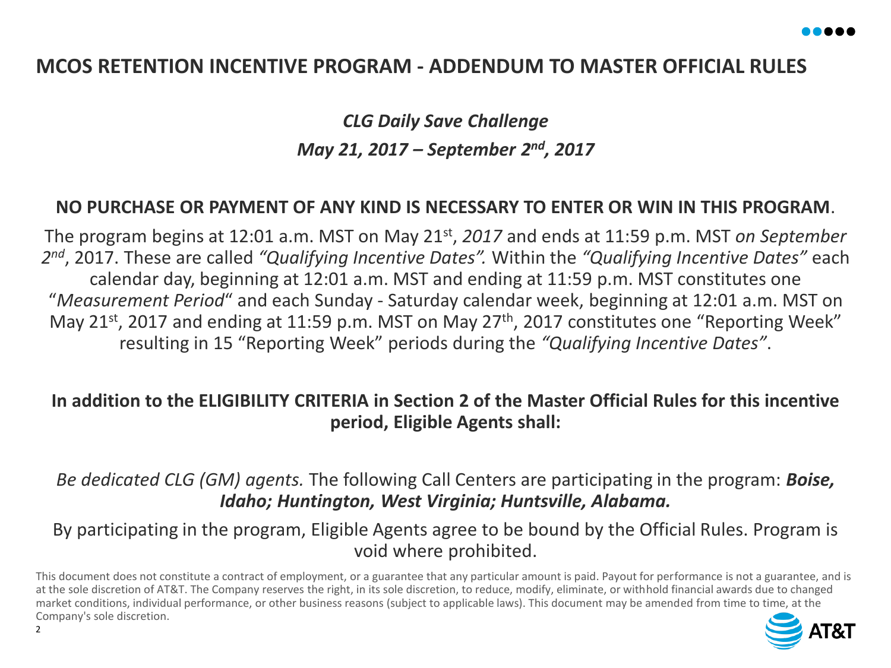# MCOS RETENTION INCENTIVE PROGRAM - ADDENDUM TO MASTER OFFICIAL RULES

***CLG Daily Save Challenge***

***May 21, 2017 – September 2nd, 2017***

**NO PURCHASE OR PAYMENT OF ANY KIND IS NECESSARY TO ENTER OR WIN IN THIS PROGRAM**.

The program begins at 12:01 a.m. MST on May 21st, *2017* and ends at 11:59 p.m. MST *on September 2nd*, 2017. These are called *"Qualifying Incentive Dates".* Within the *"Qualifying Incentive Dates"* each calendar day, beginning at 12:01 a.m. MST and ending at 11:59 p.m. MST constitutes one "*Measurement Period*" and each Sunday - Saturday calendar week, beginning at 12:01 a.m. MST on May 21st, 2017 and ending at 11:59 p.m. MST on May 27th, 2017 constitutes one "Reporting Week" resulting in 15 "Reporting Week" periods during the *"Qualifying Incentive Dates"*.

**In addition to the ELIGIBILITY CRITERIA in Section 2 of the Master Official Rules for this incentive period, Eligible Agents shall:**

*Be dedicated CLG (GM) agents.* The following Call Centers are participating in the program: ***Boise, Idaho; Huntington, West Virginia; Huntsville, Alabama.***

By participating in the program, Eligible Agents agree to be bound by the Official Rules. Program is void where prohibited.

This document does not constitute a contract of employment, or a guarantee that any particular amount is paid. Payout for performance is not a guarantee, and is at the sole discretion of AT&T. The Company reserves the right, in its sole discretion, to reduce, modify, eliminate, or withhold financial awards due to changed market conditions, individual performance, or other business reasons (subject to applicable laws). This document may be amended from time to time, at the Company's sole discretion.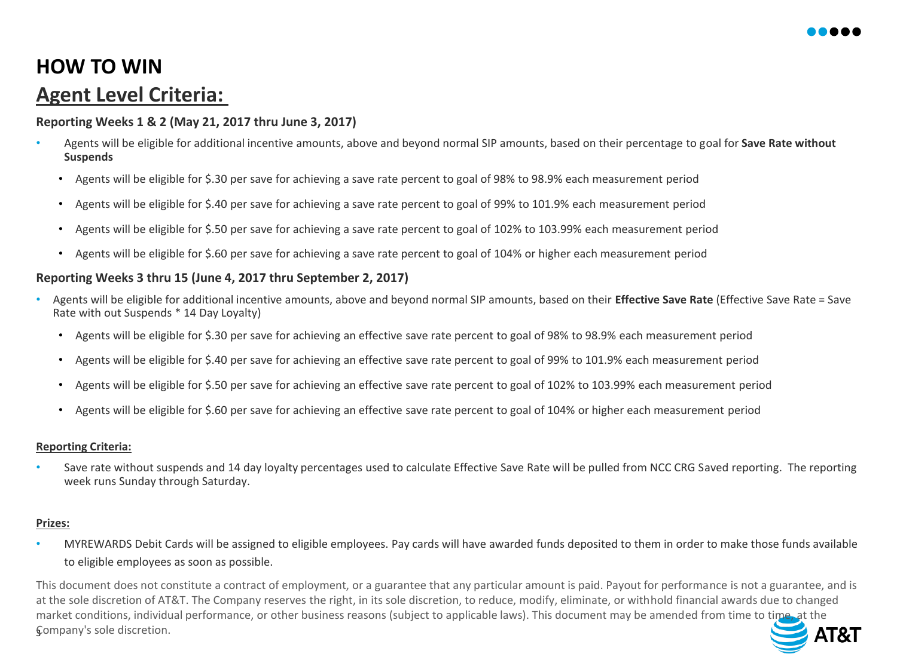# HOW TO WIN

## Agent Level Criteria:

**Reporting Weeks 1 & 2 (May 21, 2017 thru June 3, 2017)**

- Agents will be eligible for additional incentive amounts, above and beyond normal SIP amounts, based on their percentage to goal for **Save Rate without Suspends**
  - Agents will be eligible for $.30 per save for achieving a save rate percent to goal of 98% to 98.9% each measurement period
  - Agents will be eligible for $.40 per save for achieving a save rate percent to goal of 99% to 101.9% each measurement period
  - Agents will be eligible for $.50 per save for achieving a save rate percent to goal of 102% to 103.99% each measurement period
  - Agents will be eligible for $.60 per save for achieving a save rate percent to goal of 104% or higher each measurement period

**Reporting Weeks 3 thru 15 (June 4, 2017 thru September 2, 2017)**

- Agents will be eligible for additional incentive amounts, above and beyond normal SIP amounts, based on their **Effective Save Rate** (Effective Save Rate = Save Rate with out Suspends * 14 Day Loyalty)
  - Agents will be eligible for $.30 per save for achieving an effective save rate percent to goal of 98% to 98.9% each measurement period
  - Agents will be eligible for $.40 per save for achieving an effective save rate percent to goal of 99% to 101.9% each measurement period
  - Agents will be eligible for $.50 per save for achieving an effective save rate percent to goal of 102% to 103.99% each measurement period
  - Agents will be eligible for $.60 per save for achieving an effective save rate percent to goal of 104% or higher each measurement period

**Reporting Criteria:**

- Save rate without suspends and 14 day loyalty percentages used to calculate Effective Save Rate will be pulled from NCC CRG Saved reporting. The reporting week runs Sunday through Saturday.

**Prizes:**

- MYREWARDS Debit Cards will be assigned to eligible employees. Pay cards will have awarded funds deposited to them in order to make those funds available to eligible employees as soon as possible.

This document does not constitute a contract of employment, or a guarantee that any particular amount is paid. Payout for performance is not a guarantee, and is at the sole discretion of AT&T. The Company reserves the right, in its sole discretion, to reduce, modify, eliminate, or withhold financial awards due to changed market conditions, individual performance, or other business reasons (subject to applicable laws). This document may be amended from time to time, at the Company's sole discretion.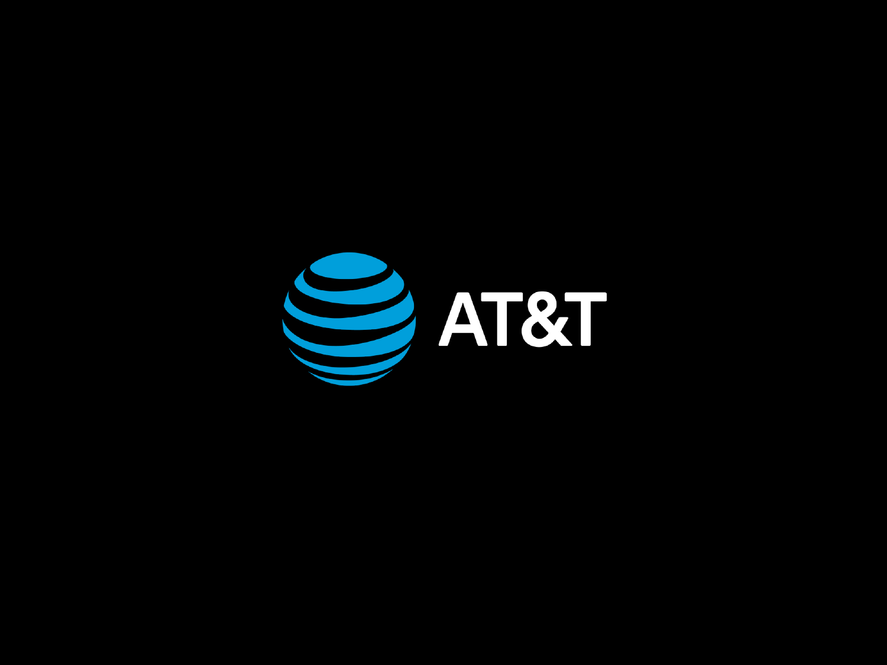AT&T